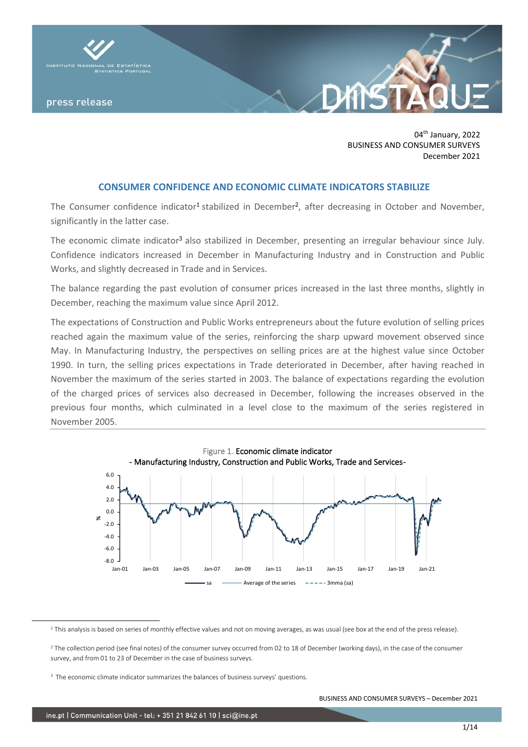04th January, 2022
BUSINESS AND CONSUMER SURVEYS
December 2021

## CONSUMER CONFIDENCE AND ECONOMIC CLIMATE INDICATORS STABILIZE

The Consumer confidence indicator[1] stabilized in December[2], after decreasing in October and November, significantly in the latter case.

The economic climate indicator[3] also stabilized in December, presenting an irregular behaviour since July. Confidence indicators increased in December in Manufacturing Industry and in Construction and Public Works, and slightly decreased in Trade and in Services.

The balance regarding the past evolution of consumer prices increased in the last three months, slightly in December, reaching the maximum value since April 2012.

The expectations of Construction and Public Works entrepreneurs about the future evolution of selling prices reached again the maximum value of the series, reinforcing the sharp upward movement observed since May. In Manufacturing Industry, the perspectives on selling prices are at the highest value since October 1990. In turn, the selling prices expectations in Trade deteriorated in December, after having reached in November the maximum of the series started in 2003. The balance of expectations regarding the evolution of the charged prices of services also decreased in December, following the increases observed in the previous four months, which culminated in a level close to the maximum of the series registered in November 2005.

Figure 1. Economic climate indicator
- Manufacturing Industry, Construction and Public Works, Trade and Services-

6.0
4.0
2.0
0.0
-2.0
-4.0
-6.0
-8.0
%
Jan-01 Jan-03 Jan-05 Jan-07 Jan-09 Jan-11 Jan-13 Jan-15 Jan-17 Jan-19 Jan-21
sa — Average of the series — 3mma (sa)

---

[1] This analysis is based on series of monthly effective values and not on moving averages, as was usual (see box at the end of the press release).

[2] The collection period (see final notes) of the consumer survey occurred from 02 to 18 of December (working days), in the case of the consumer survey, and from 01 to 23 of December in the case of business surveys.

[3] The economic climate indicator summarizes the balances of business surveys' questions.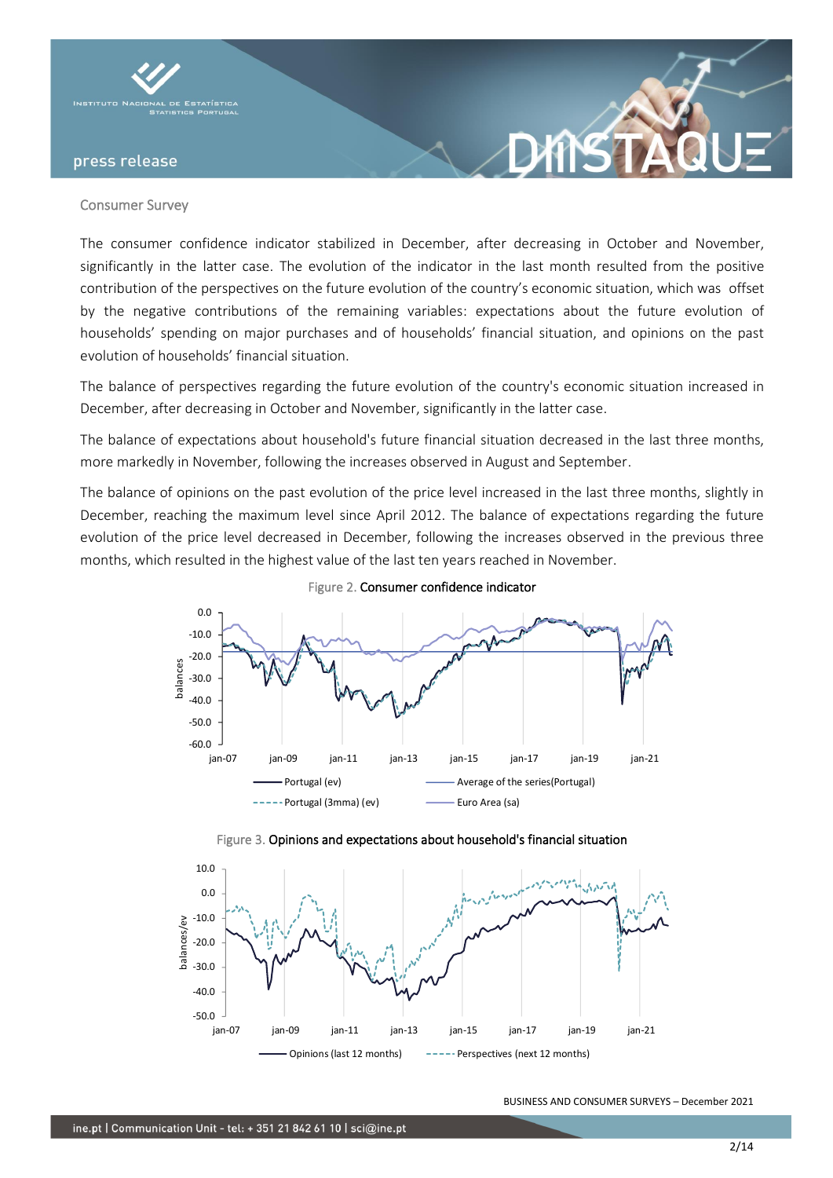Consumer Survey

The consumer confidence indicator stabilized in December, after decreasing in October and November, significantly in the latter case. The evolution of the indicator in the last month resulted from the positive contribution of the perspectives on the future evolution of the country's economic situation, which was offset by the negative contributions of the remaining variables: expectations about the future evolution of households' spending on major purchases and of households' financial situation, and opinions on the past evolution of households' financial situation.

The balance of perspectives regarding the future evolution of the country's economic situation increased in December, after decreasing in October and November, significantly in the latter case.

The balance of expectations about household's future financial situation decreased in the last three months, more markedly in November, following the increases observed in August and September.

The balance of opinions on the past evolution of the price level increased in the last three months, slightly in December, reaching the maximum level since April 2012. The balance of expectations regarding the future evolution of the price level decreased in December, following the increases observed in the previous three months, which resulted in the highest value of the last ten years reached in November.

Figure 2. Consumer confidence indicator

0.0
-10.0
-20.0
-30.0
-40.0
-50.0
-60.0
balances
jan-07 jan-09 jan-11 jan-13 jan-15 jan-17 jan-19 jan-21
Portugal (ev)
Average of the series(Portugal)
Portugal (3mma) (ev)
Euro Area (sa)

Figure 3. Opinions and expectations about household's financial situation

10.0
0.0
-10.0
-20.0
-30.0
-40.0
-50.0
balances/ev
jan-07 jan-09 jan-11 jan-13 jan-15 jan-17 jan-19 jan-21
Opinions (last 12 months)
Perspectives (next 12 months)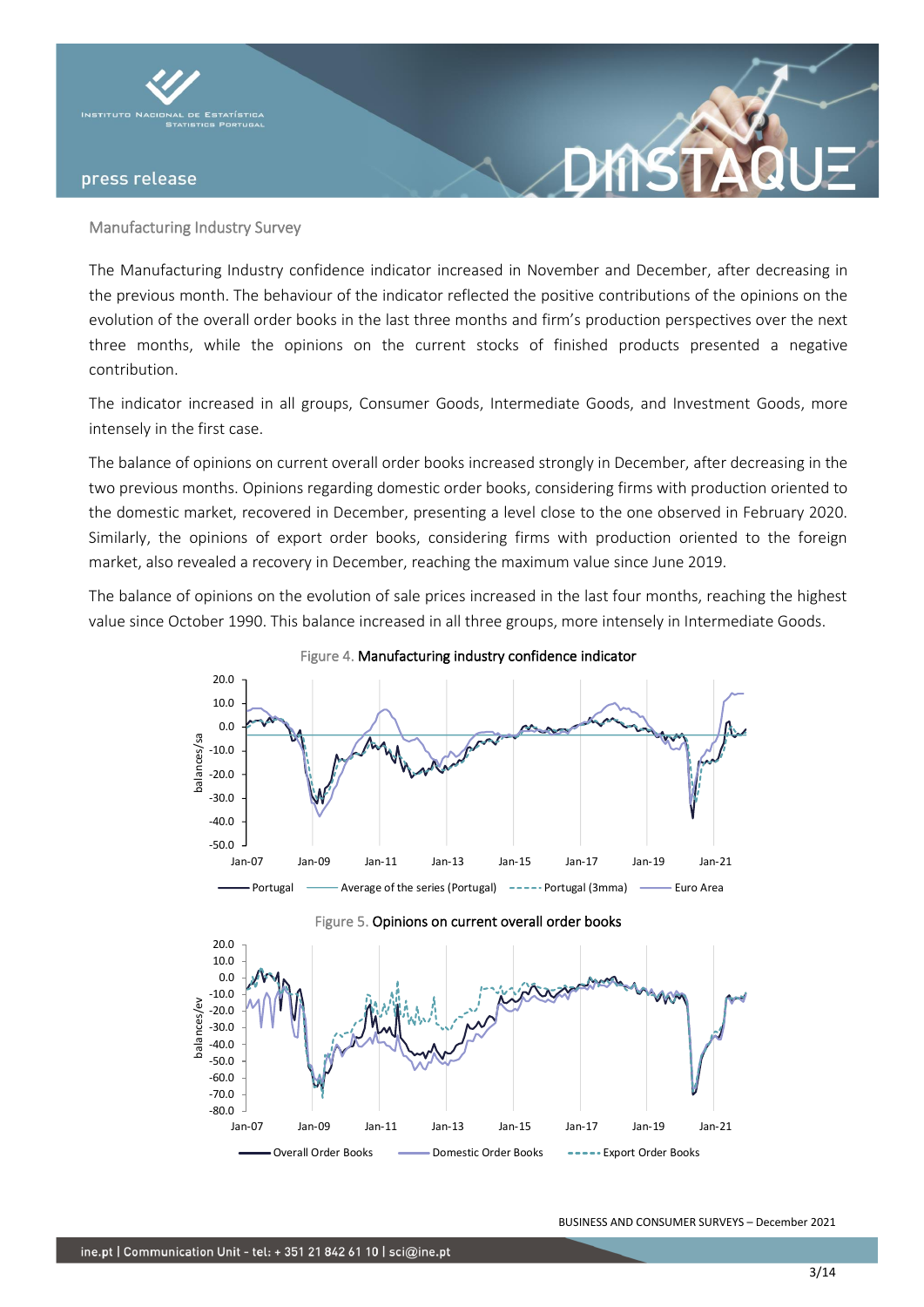Manufacturing Industry Survey

The Manufacturing Industry confidence indicator increased in November and December, after decreasing in the previous month. The behaviour of the indicator reflected the positive contributions of the opinions on the evolution of the overall order books in the last three months and firm's production perspectives over the next three months, while the opinions on the current stocks of finished products presented a negative contribution.

The indicator increased in all groups, Consumer Goods, Intermediate Goods, and Investment Goods, more intensely in the first case.

The balance of opinions on current overall order books increased strongly in December, after decreasing in the two previous months. Opinions regarding domestic order books, considering firms with production oriented to the domestic market, recovered in December, presenting a level close to the one observed in February 2020. Similarly, the opinions of export order books, considering firms with production oriented to the foreign market, also revealed a recovery in December, reaching the maximum value since June 2019.

The balance of opinions on the evolution of sale prices increased in the last four months, reaching the highest value since October 1990. This balance increased in all three groups, more intensely in Intermediate Goods.

Figure 4. Manufacturing industry confidence indicator

Figure 5. Opinions on current overall order books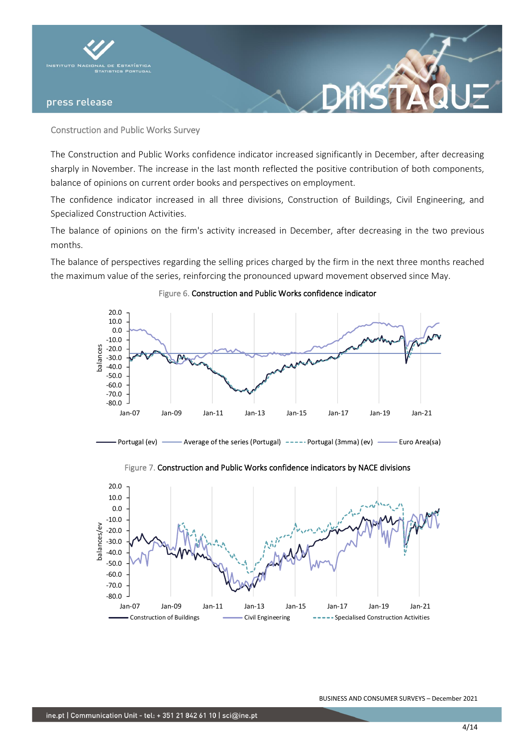Construction and Public Works Survey

The Construction and Public Works confidence indicator increased significantly in December, after decreasing sharply in November. The increase in the last month reflected the positive contribution of both components, balance of opinions on current order books and perspectives on employment.

The confidence indicator increased in all three divisions, Construction of Buildings, Civil Engineering, and Specialized Construction Activities.

The balance of opinions on the firm's activity increased in December, after decreasing in the two previous months.

The balance of perspectives regarding the selling prices charged by the firm in the next three months reached the maximum value of the series, reinforcing the pronounced upward movement observed since May.

Figure 6. Construction and Public Works confidence indicator

balances

20.0
10.0
0.0
-10.0
-20.0
-30.0
-40.0
-50.0
-60.0
-70.0
-80.0

Jan-07 Jan-09 Jan-11 Jan-13 Jan-15 Jan-17 Jan-19 Jan-21

Portugal (ev) — Average of the series (Portugal) — Portugal (3mma) (ev) — Euro Area(sa)

Figure 7. Construction and Public Works confidence indicators by NACE divisions

balances/ev

20.0
10.0
0.0
-10.0
-20.0
-30.0
-40.0
-50.0
-60.0
-70.0
-80.0

Jan-07 Jan-09 Jan-11 Jan-13 Jan-15 Jan-17 Jan-19 Jan-21

Construction of Buildings — Civil Engineering — Specialised Construction Activities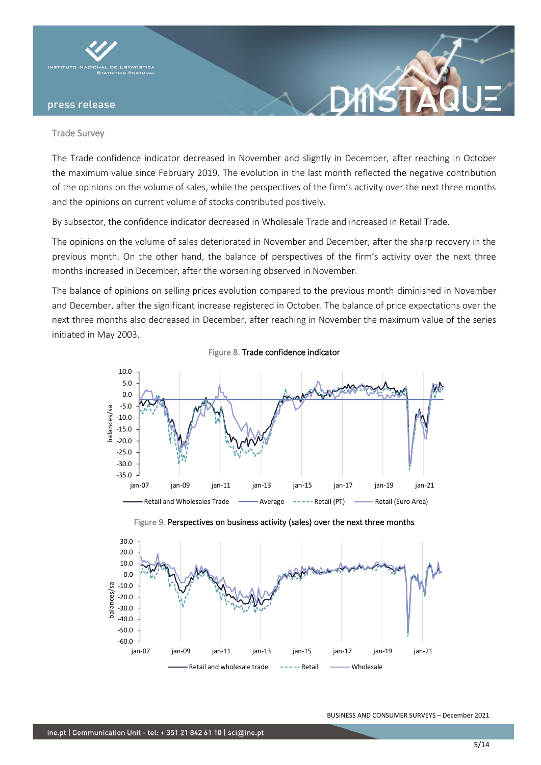Trade Survey

The Trade confidence indicator decreased in November and slightly in December, after reaching in October the maximum value since February 2019. The evolution in the last month reflected the negative contribution of the opinions on the volume of sales, while the perspectives of the firm's activity over the next three months and the opinions on current volume of stocks contributed positively.

By subsector, the confidence indicator decreased in Wholesale Trade and increased in Retail Trade.

The opinions on the volume of sales deteriorated in November and December, after the sharp recovery in the previous month. On the other hand, the balance of perspectives of the firm's activity over the next three months increased in December, after the worsening observed in November.

The balance of opinions on selling prices evolution compared to the previous month diminished in November and December, after the significant increase registered in October. The balance of price expectations over the next three months also decreased in December, after reaching in November the maximum value of the series initiated in May 2003.

Figure 8. **Trade confidence indicator**

balances/sa

10.0
5.0
0.0
-5.0
-10.0
-15.0
-20.0
-25.0
-30.0
-35.0

jan-07 jan-09 jan-11 jan-13 jan-15 jan-17 jan-19 jan-21

Retail and Wholesales Trade
Average
Retail (PT)
Retail (Euro Area)

Figure 9. **Perspectives on business activity (sales) over the next three months**

balances/sa

30.0
20.0
10.0
0.0
-10.0
-20.0
-30.0
-40.0
-50.0
-60.0

jan-07 jan-09 jan-11 jan-13 jan-15 jan-17 jan-19 jan-21

Retail and wholesale trade
Retail
Wholesale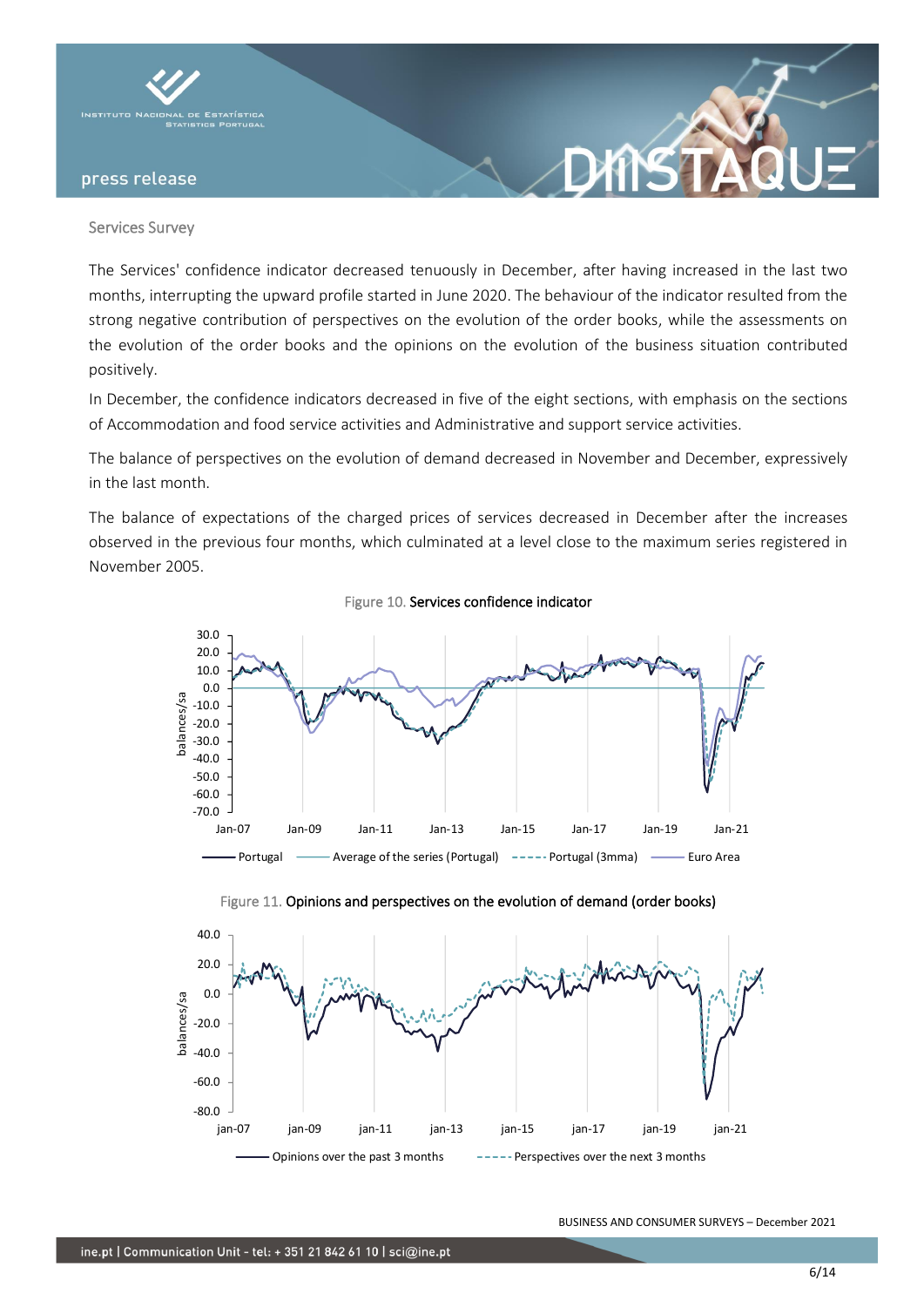Services Survey

The Services' confidence indicator decreased tenuously in December, after having increased in the last two months, interrupting the upward profile started in June 2020. The behaviour of the indicator resulted from the strong negative contribution of perspectives on the evolution of the order books, while the assessments on the evolution of the order books and the opinions on the evolution of the business situation contributed positively.

In December, the confidence indicators decreased in five of the eight sections, with emphasis on the sections of Accommodation and food service activities and Administrative and support service activities.

The balance of perspectives on the evolution of demand decreased in November and December, expressively in the last month.

The balance of expectations of the charged prices of services decreased in December after the increases observed in the previous four months, which culminated at a level close to the maximum series registered in November 2005.

Figure 10. **Services confidence indicator**

balances/sa

30.0
20.0
10.0
0.0
-10.0
-20.0
-30.0
-40.0
-50.0
-60.0
-70.0

Jan-07 Jan-09 Jan-11 Jan-13 Jan-15 Jan-17 Jan-19 Jan-21

Portugal — Average of the series (Portugal) — Portugal (3mma) — Euro Area

Figure 11. **Opinions and perspectives on the evolution of demand (order books)**

balances/sa

40.0
20.0
0.0
-20.0
-40.0
-60.0
-80.0

jan-07 jan-09 jan-11 jan-13 jan-15 jan-17 jan-19 jan-21

Opinions over the past 3 months — Perspectives over the next 3 months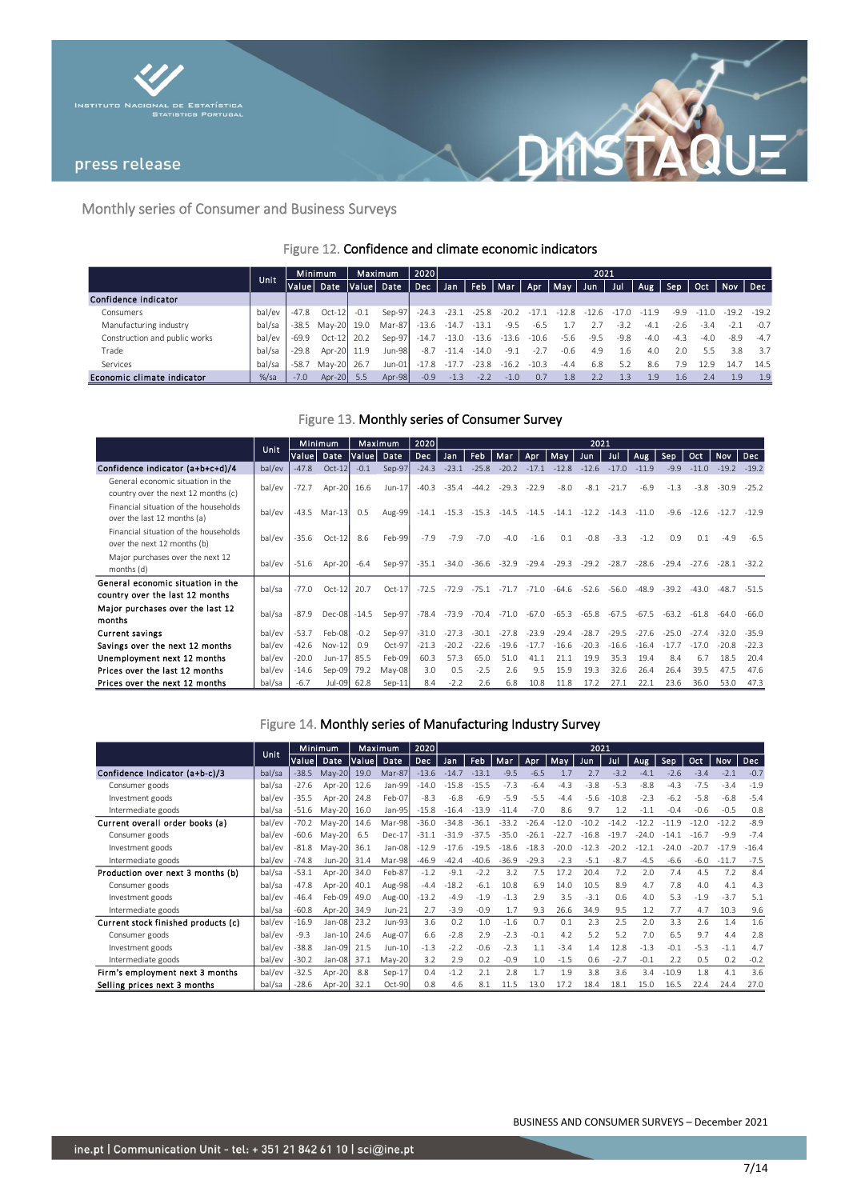Monthly series of Consumer and Business Surveys

Figure 12. Confidence and climate economic indicators

| | Unit | Minimum | | Maximum | | 2020 | 2021 | | | | | | | | | | | |
|---|---|---|---|---|---|---|---|---|---|---|---|---|---|---|---|---|---|---|
| | | Value | Date | Value | Date | Dec | Jan | Feb | Mar | Apr | May | Jun | Jul | Aug | Sep | Oct | Nov | Dec |
| **Confidence indicator** | | | | | | | | | | | | | | | | | | |
| Consumers | bal/ev | -47.8 | Oct-12 | -0.1 | Sep-97 | -24.3 | -23.1 | -25.8 | -20.2 | -17.1 | -12.8 | -12.6 | -17.0 | -11.9 | -9.9 | -11.0 | -19.2 | -19.2 |
| Manufacturing industry | bal/sa | -38.5 | May-20 | 19.0 | Mar-87 | -13.6 | -14.7 | -13.1 | -9.5 | -6.5 | 1.7 | 2.7 | -3.2 | -4.1 | -2.6 | -3.4 | -2.1 | -0.7 |
| Construction and public works | bal/ev | -69.9 | Oct-12 | 20.2 | Sep-97 | -14.7 | -13.0 | -13.6 | -13.6 | -10.6 | -5.6 | -9.5 | -9.8 | -4.0 | -4.3 | -4.0 | -8.9 | -4.7 |
| Trade | bal/sa | -29.8 | Apr-20 | 11.9 | Jun-98 | -8.7 | -11.4 | -14.0 | -9.1 | -2.7 | -0.6 | 4.9 | 1.6 | 4.0 | 2.0 | 5.5 | 3.8 | 3.7 |
| Services | bal/sa | -58.7 | May-20 | 26.7 | Jun-01 | -17.8 | -17.7 | -23.8 | -16.2 | -10.3 | -4.4 | 6.8 | 5.2 | 8.6 | 7.9 | 12.9 | 14.7 | 14.5 |
| **Economic climate indicator** | %/sa | -7.0 | Apr-20 | 5.5 | Apr-98 | -0.9 | -1.3 | -2.2 | -1.0 | 0.7 | 1.8 | 2.2 | 1.3 | 1.9 | 1.6 | 2.4 | 1.9 | 1.9 |

Figure 13. Monthly series of Consumer Survey

| | Unit | Minimum | | Maximum | | 2020 | 2021 | | | | | | | | | | | |
|---|---|---|---|---|---|---|---|---|---|---|---|---|---|---|---|---|---|---|
| | | Value | Date | Value | Date | Dec | Jan | Feb | Mar | Apr | May | Jun | Jul | Aug | Sep | Oct | Nov | Dec |
| **Confidence indicator (a+b+c+d)/4** | bal/ev | -47.8 | Oct-12 | -0.1 | Sep-97 | -24.3 | -23.1 | -25.8 | -20.2 | -17.1 | -12.8 | -12.6 | -17.0 | -11.9 | -9.9 | -11.0 | -19.2 | -19.2 |
| General economic situation in the country over the next 12 months (c) | bal/ev | -72.7 | Apr-20 | 16.6 | Jun-17 | -40.3 | -35.4 | -44.2 | -29.3 | -22.9 | -8.0 | -8.1 | -21.7 | -6.9 | -1.3 | -3.8 | -30.9 | -25.2 |
| Financial situation of the households over the last 12 months (a) | bal/ev | -43.5 | Mar-13 | 0.5 | Aug-99 | -14.1 | -15.3 | -15.3 | -14.5 | -14.5 | -14.1 | -12.2 | -14.3 | -11.0 | -9.6 | -12.6 | -12.7 | -12.9 |
| Financial situation of the households over the next 12 months (b) | bal/ev | -35.6 | Oct-12 | 8.6 | Feb-99 | -7.9 | -7.9 | -7.0 | -4.0 | -1.6 | 0.1 | -0.8 | -3.3 | -1.2 | 0.9 | 0.1 | -4.9 | -6.5 |
| Major purchases over the next 12 months (d) | bal/ev | -51.6 | Apr-20 | -6.4 | Sep-97 | -35.1 | -34.0 | -36.6 | -32.9 | -29.4 | -29.3 | -29.2 | -28.7 | -28.6 | -29.4 | -27.6 | -28.1 | -32.2 |
| **General economic situation in the country over the last 12 months** | bal/sa | -77.0 | Oct-12 | 20.7 | Oct-17 | -72.5 | -72.9 | -75.1 | -71.7 | -71.0 | -64.6 | -52.6 | -56.0 | -48.9 | -39.2 | -43.0 | -48.7 | -51.5 |
| **Major purchases over the last 12 months** | bal/sa | -87.9 | Dec-08 | -14.5 | Sep-97 | -78.4 | -73.9 | -70.4 | -71.0 | -67.0 | -65.3 | -65.8 | -67.5 | -67.5 | -63.2 | -61.8 | -64.0 | -66.0 |
| **Current savings** | bal/ev | -53.7 | Feb-08 | -0.2 | Sep-97 | -31.0 | -27.3 | -30.1 | -27.8 | -23.9 | -29.4 | -28.7 | -29.5 | -27.6 | -25.0 | -27.4 | -32.0 | -35.9 |
| **Savings over the next 12 months** | bal/ev | -42.6 | Nov-12 | 0.9 | Oct-97 | -21.3 | -20.2 | -22.6 | -19.6 | -17.7 | -16.6 | -20.3 | -16.6 | -16.4 | -17.7 | -17.0 | -20.8 | -22.3 |
| **Unemployment next 12 months** | bal/ev | -20.0 | Jun-17 | 85.5 | Feb-09 | 60.3 | 57.3 | 65.0 | 51.0 | 41.1 | 21.1 | 19.9 | 35.3 | 19.4 | 8.4 | 6.7 | 18.5 | 20.4 |
| **Prices over the last 12 months** | bal/ev | -14.6 | Sep-09 | 79.2 | May-08 | 3.0 | 0.5 | -2.5 | 2.6 | 9.5 | 15.9 | 19.3 | 32.6 | 26.4 | 26.4 | 39.5 | 47.5 | 47.6 |
| **Prices over the next 12 months** | bal/sa | -6.7 | Jul-09 | 62.8 | Sep-11 | 8.4 | -2.2 | 2.6 | 6.8 | 10.8 | 11.8 | 17.2 | 27.1 | 22.1 | 23.6 | 36.0 | 53.0 | 47.3 |

Figure 14. Monthly series of Manufacturing Industry Survey

| | Unit | Minimum | | Maximum | | 2020 | 2021 | | | | | | | | | | | |
|---|---|---|---|---|---|---|---|---|---|---|---|---|---|---|---|---|---|---|
| | | Value | Date | Value | Date | Dec | Jan | Feb | Mar | Apr | May | Jun | Jul | Aug | Sep | Oct | Nov | Dec |
| **Confidence Indicator (a+b-c)/3** | bal/sa | -38.5 | May-20 | 19.0 | Mar-87 | -13.6 | -14.7 | -13.1 | -9.5 | -6.5 | 1.7 | 2.7 | -3.2 | -4.1 | -2.6 | -3.4 | -2.1 | -0.7 |
| Consumer goods | bal/sa | -27.6 | Apr-20 | 12.6 | Jan-99 | -14.0 | -15.8 | -15.5 | -7.3 | -6.4 | -4.3 | -3.8 | -5.3 | -8.8 | -4.3 | -7.5 | -3.4 | -1.9 |
| Investment goods | bal/ev | -35.5 | Apr-20 | 24.8 | Feb-07 | -8.3 | -6.8 | -6.9 | -5.9 | -5.5 | -4.4 | -5.6 | -10.8 | -2.3 | -6.2 | -5.8 | -6.8 | -5.4 |
| Intermediate goods | bal/sa | -51.6 | May-20 | 16.0 | Jan-95 | -15.8 | -16.4 | -13.9 | -11.4 | -7.0 | 8.6 | 9.7 | 1.2 | -1.1 | -0.4 | -0.6 | -0.5 | 0.8 |
| **Current overall order books (a)** | bal/ev | -70.2 | May-20 | 14.6 | Mar-98 | -36.0 | -34.8 | -36.1 | -33.2 | -26.4 | -12.0 | -10.2 | -14.2 | -12.2 | -11.9 | -12.0 | -12.2 | -8.9 |
| Consumer goods | bal/ev | -60.6 | May-20 | 6.5 | Dec-17 | -31.1 | -31.9 | -37.5 | -35.0 | -26.1 | -22.7 | -16.8 | -19.7 | -24.0 | -14.1 | -16.7 | -9.9 | -7.4 |
| Investment goods | bal/ev | -81.8 | May-20 | 36.1 | Jan-08 | -12.9 | -17.6 | -19.5 | -18.6 | -18.3 | -20.0 | -12.3 | -20.2 | -12.1 | -24.0 | -20.7 | -17.9 | -16.4 |
| Intermediate goods | bal/ev | -74.8 | Jun-20 | 31.4 | Mar-98 | -46.9 | -42.4 | -40.6 | -36.9 | -29.3 | -2.3 | -5.1 | -8.7 | -4.5 | -6.6 | -6.0 | -11.7 | -7.5 |
| **Production over next 3 months (b)** | bal/sa | -53.1 | Apr-20 | 34.0 | Feb-87 | -1.2 | -9.1 | -2.2 | 3.2 | 7.5 | 17.2 | 20.4 | 7.2 | 2.0 | 7.4 | 4.5 | 7.2 | 8.4 |
| Consumer goods | bal/sa | -47.8 | Apr-20 | 40.1 | Aug-98 | -4.4 | -18.2 | -6.1 | 10.8 | 6.9 | 14.0 | 10.5 | 8.9 | 4.7 | 7.8 | 4.0 | 4.1 | 4.3 |
| Investment goods | bal/ev | -46.4 | Feb-09 | 49.0 | Aug-00 | -13.2 | -4.9 | -1.9 | -1.3 | 2.9 | 3.5 | -3.1 | 0.6 | 4.0 | 5.3 | -1.9 | -3.7 | 5.1 |
| Intermediate goods | bal/sa | -60.8 | Apr-20 | 34.9 | Jun-21 | 2.7 | -3.9 | -0.9 | 1.7 | 9.3 | 26.6 | 34.9 | 9.5 | 1.2 | 7.7 | 4.7 | 10.3 | 9.6 |
| **Current stock finished products (c)** | bal/ev | -16.9 | Jan-08 | 23.2 | Jun-93 | 3.6 | 0.2 | 1.0 | -1.6 | 0.7 | 0.1 | 2.3 | 2.5 | 2.0 | 3.3 | 2.6 | 1.4 | 1.6 |
| Consumer goods | bal/ev | -9.3 | Jan-10 | 24.6 | Aug-07 | 6.6 | -2.8 | 2.9 | -2.3 | -0.1 | 4.2 | 5.2 | 5.2 | 7.0 | 6.5 | 9.7 | 4.4 | 2.8 |
| Investment goods | bal/ev | -38.8 | Jan-09 | 21.5 | Jun-10 | -1.3 | -2.2 | -0.6 | -2.3 | 1.1 | -3.4 | 1.4 | 12.8 | -1.3 | -0.1 | -5.3 | -1.1 | 4.7 |
| Intermediate goods | bal/ev | -30.2 | Jan-08 | 37.1 | May-20 | 3.2 | 2.9 | 0.2 | -0.9 | 1.0 | -1.5 | 0.6 | -2.7 | -0.1 | 2.2 | 0.5 | 0.2 | -0.2 |
| **Firm's employment next 3 months** | bal/ev | -32.5 | Apr-20 | 8.8 | Sep-17 | 0.4 | -1.2 | 2.1 | 2.8 | 1.7 | 1.9 | 3.8 | 3.6 | 3.4 | -10.9 | 1.8 | 4.1 | 3.6 |
| **Selling prices next 3 months** | bal/sa | -28.6 | Apr-20 | 32.1 | Oct-90 | 0.8 | 4.6 | 8.1 | 11.5 | 13.0 | 17.2 | 18.4 | 18.1 | 15.0 | 16.5 | 22.4 | 24.4 | 27.0 |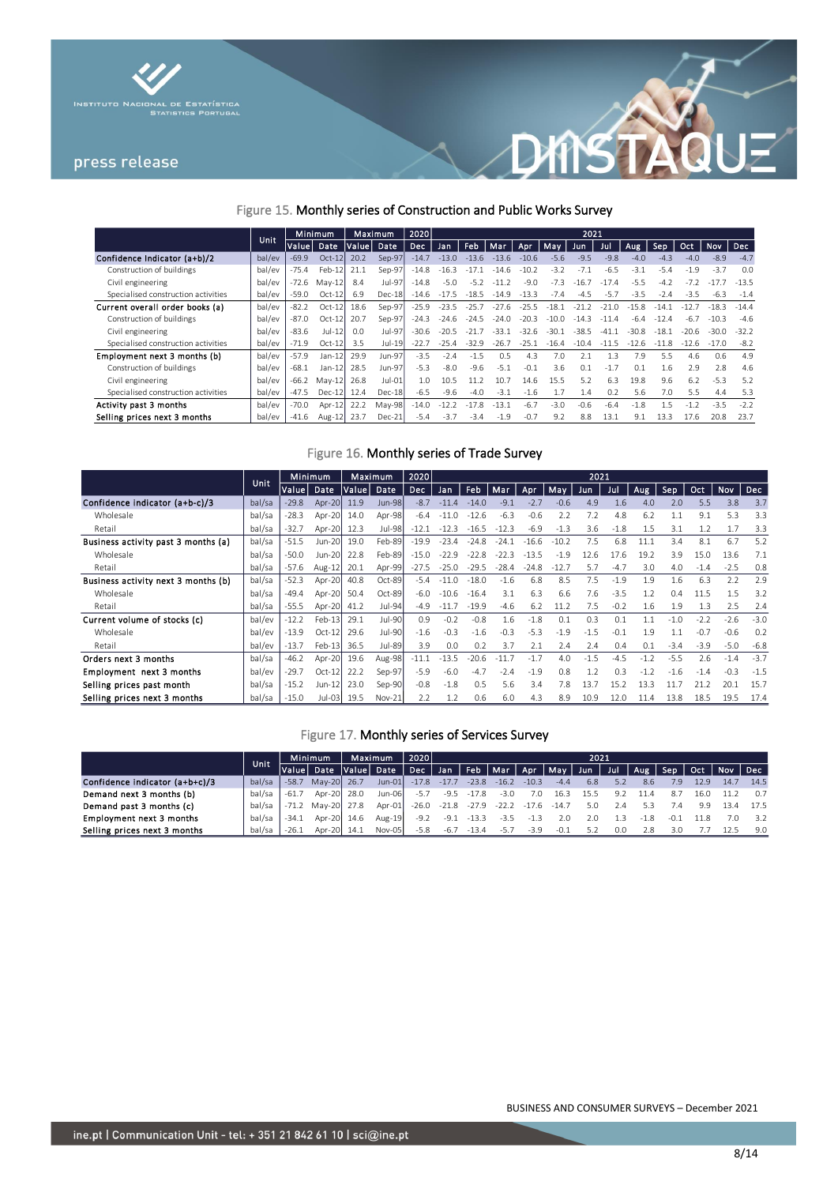Figure 15. Monthly series of Construction and Public Works Survey

| | Unit | Minimum | | Maximum | | 2020 | 2021 | | | | | | | | | | | |
|---|---|---|---|---|---|---|---|---|---|---|---|---|---|---|---|---|---|---|
| | | Value | Date | Value | Date | Dec | Jan | Feb | Mar | Apr | May | Jun | Jul | Aug | Sep | Oct | Nov | Dec |
| Confidence Indicator (a+b)/2 | bal/ev | -69.9 | Oct-12 | 20.2 | Sep-97 | -14.7 | -13.0 | -13.6 | -13.6 | -10.6 | -5.6 | -9.5 | -9.8 | -4.0 | -4.3 | -4.0 | -8.9 | -4.7 |
| Construction of buildings | bal/ev | -75.4 | Feb-12 | 21.1 | Sep-97 | -14.8 | -16.3 | -17.1 | -14.6 | -10.2 | -3.2 | -7.1 | -6.5 | -3.1 | -5.4 | -1.9 | -3.7 | 0.0 |
| Civil engineering | bal/ev | -72.6 | May-12 | 8.4 | Jul-97 | -14.8 | -5.0 | -5.2 | -11.2 | -9.0 | -7.3 | -16.7 | -17.4 | -5.5 | -4.2 | -7.2 | -17.7 | -13.5 |
| Specialised construction activities | bal/ev | -59.0 | Oct-12 | 6.9 | Dec-18 | -14.6 | -17.5 | -18.5 | -14.9 | -13.3 | -7.4 | -4.5 | -5.7 | -3.5 | -2.4 | -3.5 | -6.3 | -1.4 |
| Current overall order books (a) | bal/ev | -82.2 | Oct-12 | 18.6 | Sep-97 | -25.9 | -23.5 | -25.7 | -27.6 | -25.5 | -18.1 | -21.2 | -21.0 | -15.8 | -14.1 | -12.7 | -18.3 | -14.4 |
| Construction of buildings | bal/ev | -87.0 | Oct-12 | 20.7 | Sep-97 | -24.3 | -24.6 | -24.5 | -24.0 | -20.3 | -10.0 | -14.3 | -11.4 | -6.4 | -12.4 | -6.7 | -10.3 | -4.6 |
| Civil engineering | bal/ev | -83.6 | Jul-12 | 0.0 | Jul-97 | -30.6 | -20.5 | -21.7 | -33.1 | -32.6 | -30.1 | -38.5 | -41.1 | -30.8 | -18.1 | -20.6 | -30.0 | -32.2 |
| Specialised construction activities | bal/ev | -71.9 | Oct-12 | 3.5 | Jul-19 | -22.7 | -25.4 | -32.9 | -26.7 | -25.1 | -16.4 | -10.4 | -11.5 | -12.6 | -11.8 | -12.6 | -17.0 | -8.2 |
| Employment next 3 months (b) | bal/ev | -57.9 | Jan-12 | 29.9 | Jun-97 | -3.5 | -2.4 | -1.5 | 0.5 | 4.3 | 7.0 | 2.1 | 1.3 | 7.9 | 5.5 | 4.6 | 0.6 | 4.9 |
| Construction of buildings | bal/ev | -68.1 | Jan-12 | 28.5 | Jun-97 | -5.3 | -8.0 | -9.6 | -5.1 | -0.1 | 3.6 | 0.1 | -1.7 | 0.1 | 1.6 | 2.9 | 2.8 | 4.6 |
| Civil engineering | bal/ev | -66.2 | May-12 | 26.8 | Jul-01 | 1.0 | 10.5 | 11.2 | 10.7 | 14.6 | 15.5 | 5.2 | 6.3 | 19.8 | 9.6 | 6.2 | -5.3 | 5.2 |
| Specialised construction activities | bal/ev | -47.5 | Dec-12 | 12.4 | Dec-18 | -6.5 | -9.6 | -4.0 | -3.1 | -1.6 | 1.7 | 1.4 | 0.2 | 5.6 | 7.0 | 5.5 | 4.4 | 5.3 |
| Activity past 3 months | bal/ev | -70.0 | Apr-12 | 22.2 | May-98 | -14.0 | -12.2 | -17.8 | -13.1 | -6.7 | -3.0 | -0.6 | -6.4 | -1.8 | 1.5 | -1.2 | -3.5 | -2.2 |
| Selling prices next 3 months | bal/ev | -41.6 | Aug-12 | 23.7 | Dec-21 | -5.4 | -3.7 | -3.4 | -1.9 | -0.7 | 9.2 | 8.8 | 13.1 | 9.1 | 13.3 | 17.6 | 20.8 | 23.7 |

Figure 16. Monthly series of Trade Survey

| | Unit | Minimum | | Maximum | | 2020 | 2021 | | | | | | | | | | | |
|---|---|---|---|---|---|---|---|---|---|---|---|---|---|---|---|---|---|---|
| | | Value | Date | Value | Date | Dec | Jan | Feb | Mar | Apr | May | Jun | Jul | Aug | Sep | Oct | Nov | Dec |
| Confidence indicator (a+b-c)/3 | bal/sa | -29.8 | Apr-20 | 11.9 | Jun-98 | -8.7 | -11.4 | -14.0 | -9.1 | -2.7 | -0.6 | 4.9 | 1.6 | 4.0 | 2.0 | 5.5 | 3.8 | 3.7 |
| Wholesale | bal/sa | -28.3 | Apr-20 | 14.0 | Apr-98 | -6.4 | -11.0 | -12.6 | -6.3 | -0.6 | 2.2 | 7.2 | 4.8 | 6.2 | 1.1 | 9.1 | 5.3 | 3.3 |
| Retail | bal/sa | -32.7 | Apr-20 | 12.3 | Jul-98 | -12.1 | -12.3 | -16.5 | -12.3 | -6.9 | -1.3 | 3.6 | -1.8 | 1.5 | 3.1 | 1.2 | 1.7 | 3.3 |
| Business activity past 3 months (a) | bal/sa | -51.5 | Jun-20 | 19.0 | Feb-89 | -19.9 | -23.4 | -24.8 | -24.1 | -16.6 | -10.2 | 7.5 | 6.8 | 11.1 | 3.4 | 8.1 | 6.7 | 5.2 |
| Wholesale | bal/sa | -50.0 | Jun-20 | 22.8 | Feb-89 | -15.0 | -22.9 | -22.8 | -22.3 | -13.5 | -1.9 | 12.6 | 17.6 | 19.2 | 3.9 | 15.0 | 13.6 | 7.1 |
| Retail | bal/sa | -57.6 | Aug-12 | 20.1 | Apr-99 | -27.5 | -25.0 | -29.5 | -28.4 | -24.8 | -12.7 | 5.7 | -4.7 | 3.0 | 4.0 | -1.4 | -2.5 | 0.8 |
| Business activity next 3 months (b) | bal/sa | -52.3 | Apr-20 | 40.8 | Oct-89 | -5.4 | -11.0 | -18.0 | -1.6 | 6.8 | 8.5 | 7.5 | -1.9 | 1.9 | 1.6 | 6.3 | 2.2 | 2.9 |
| Wholesale | bal/sa | -49.4 | Apr-20 | 50.4 | Oct-89 | -6.0 | -10.6 | -16.4 | 3.1 | 6.3 | 6.6 | 7.6 | -3.5 | 1.2 | 0.4 | 11.5 | 1.5 | 3.2 |
| Retail | bal/sa | -55.5 | Apr-20 | 41.2 | Jul-94 | -4.9 | -11.7 | -19.9 | -4.6 | 6.2 | 11.2 | 7.5 | -0.2 | 1.6 | 1.9 | 1.3 | 2.5 | 2.4 |
| Current volume of stocks (c) | bal/ev | -12.2 | Feb-13 | 29.1 | Jul-90 | 0.9 | -0.2 | -0.8 | 1.6 | -1.8 | 0.1 | 0.3 | 0.1 | 1.1 | -1.0 | -2.2 | -2.6 | -3.0 |
| Wholesale | bal/ev | -13.9 | Oct-12 | 29.6 | Jul-90 | -1.6 | -0.3 | -1.6 | -0.3 | -5.3 | -1.9 | -1.5 | -0.1 | 1.9 | 1.1 | -0.7 | -0.6 | 0.2 |
| Retail | bal/ev | -13.7 | Feb-13 | 36.5 | Jul-89 | 3.9 | 0.0 | 0.2 | 3.7 | 2.1 | 2.4 | 2.4 | 0.4 | 0.1 | -3.4 | -3.9 | -5.0 | -6.8 |
| Orders next 3 months | bal/sa | -46.2 | Apr-20 | 19.6 | Aug-98 | -11.1 | -13.5 | -20.6 | -11.7 | -1.7 | 4.0 | -1.5 | -4.5 | -1.2 | -5.5 | 2.6 | -1.4 | -3.7 |
| Employment next 3 months | bal/ev | -29.7 | Oct-12 | 22.2 | Sep-97 | -5.9 | -6.0 | -4.7 | -2.4 | -1.9 | 0.8 | 1.2 | 0.3 | -1.2 | -1.6 | -1.4 | -0.3 | -1.5 |
| Selling prices past month | bal/sa | -15.2 | Jun-12 | 23.0 | Sep-90 | -0.8 | -1.8 | 0.5 | 5.6 | 3.4 | 7.8 | 13.7 | 15.2 | 13.3 | 11.7 | 21.2 | 20.1 | 15.7 |
| Selling prices next 3 months | bal/sa | -15.0 | Jul-03 | 19.5 | Nov-21 | 2.2 | 1.2 | 0.6 | 6.0 | 4.3 | 8.9 | 10.9 | 12.0 | 11.4 | 13.8 | 18.5 | 19.5 | 17.4 |

Figure 17. Monthly series of Services Survey

| | Unit | Minimum | | Maximum | | 2020 | 2021 | | | | | | | | | | | |
|---|---|---|---|---|---|---|---|---|---|---|---|---|---|---|---|---|---|---|
| | | Value | Date | Value | Date | Dec | Jan | Feb | Mar | Apr | May | Jun | Jul | Aug | Sep | Oct | Nov | Dec |
| Confidence indicator (a+b+c)/3 | bal/sa | -58.7 | May-20 | 26.7 | Jun-01 | -17.8 | -17.7 | -23.8 | -16.2 | -10.3 | -4.4 | 6.8 | 5.2 | 8.6 | 7.9 | 12.9 | 14.7 | 14.5 |
| Demand next 3 months (b) | bal/sa | -61.7 | Apr-20 | 28.0 | Jun-06 | -5.7 | -9.5 | -17.8 | -3.0 | 7.0 | 16.3 | 15.5 | 9.2 | 11.4 | 8.7 | 16.0 | 11.2 | 0.7 |
| Demand past 3 months (c) | bal/sa | -71.2 | May-20 | 27.8 | Apr-01 | -26.0 | -21.8 | -27.9 | -22.2 | -17.6 | -14.7 | 5.0 | 2.4 | 5.3 | 7.4 | 9.9 | 13.4 | 17.5 |
| Employment next 3 months | bal/sa | -34.1 | Apr-20 | 14.6 | Aug-19 | -9.2 | -9.1 | -13.3 | -3.5 | -1.3 | 2.0 | 2.0 | 1.3 | -1.8 | -0.1 | 11.8 | 7.0 | 3.2 |
| Selling prices next 3 months | bal/sa | -26.1 | Apr-20 | 14.1 | Nov-05 | -5.8 | -6.7 | -13.4 | -5.7 | -3.9 | -0.1 | 5.2 | 0.0 | 2.8 | 3.0 | 7.7 | 12.5 | 9.0 |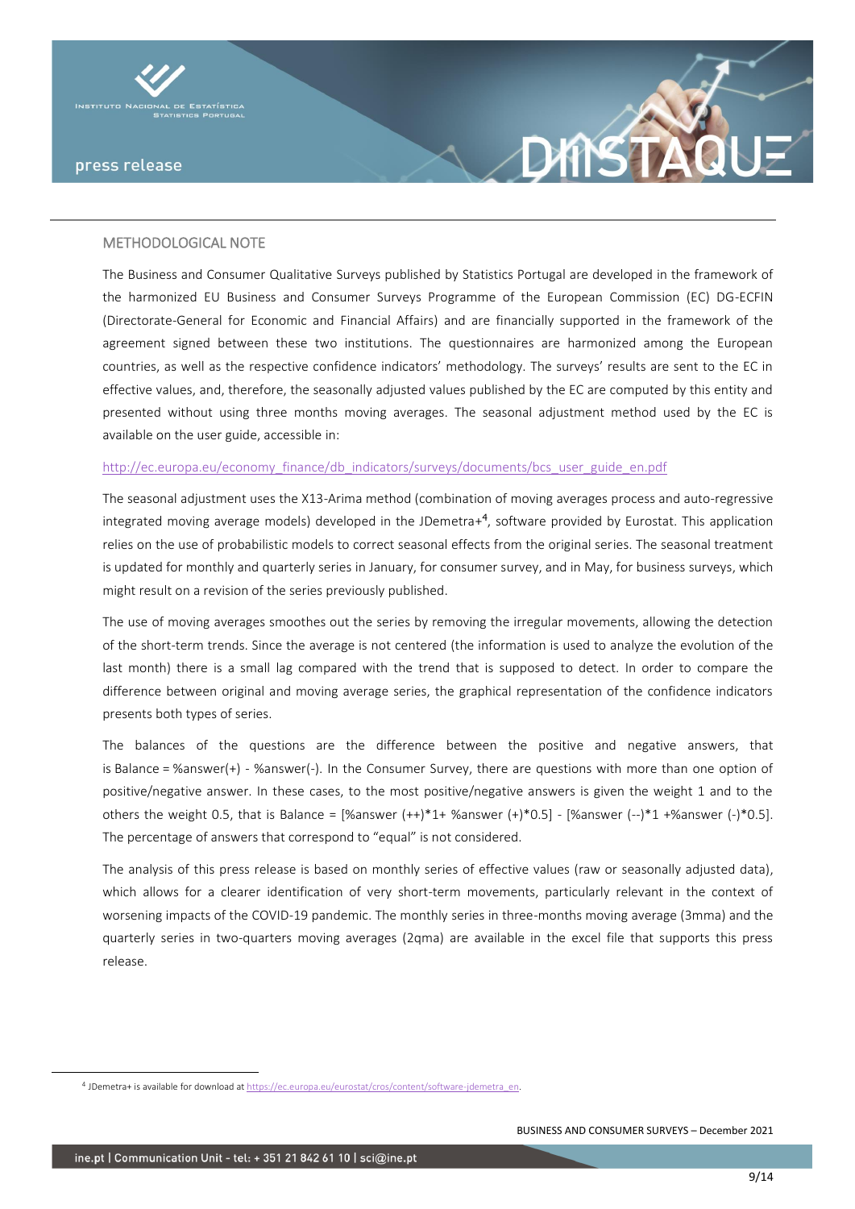## METHODOLOGICAL NOTE

The Business and Consumer Qualitative Surveys published by Statistics Portugal are developed in the framework of the harmonized EU Business and Consumer Surveys Programme of the European Commission (EC) DG-ECFIN (Directorate-General for Economic and Financial Affairs) and are financially supported in the framework of the agreement signed between these two institutions. The questionnaires are harmonized among the European countries, as well as the respective confidence indicators' methodology. The surveys' results are sent to the EC in effective values, and, therefore, the seasonally adjusted values published by the EC are computed by this entity and presented without using three months moving averages. The seasonal adjustment method used by the EC is available on the user guide, accessible in:

http://ec.europa.eu/economy_finance/db_indicators/surveys/documents/bcs_user_guide_en.pdf

The seasonal adjustment uses the X13-Arima method (combination of moving averages process and auto-regressive integrated moving average models) developed in the JDemetra+[4], software provided by Eurostat. This application relies on the use of probabilistic models to correct seasonal effects from the original series. The seasonal treatment is updated for monthly and quarterly series in January, for consumer survey, and in May, for business surveys, which might result on a revision of the series previously published.

The use of moving averages smoothes out the series by removing the irregular movements, allowing the detection of the short-term trends. Since the average is not centered (the information is used to analyze the evolution of the last month) there is a small lag compared with the trend that is supposed to detect. In order to compare the difference between original and moving average series, the graphical representation of the confidence indicators presents both types of series.

The balances of the questions are the difference between the positive and negative answers, that is Balance = %answer(+) - %answer(-). In the Consumer Survey, there are questions with more than one option of positive/negative answer. In these cases, to the most positive/negative answers is given the weight 1 and to the others the weight 0.5, that is Balance = [%answer (++)*1+ %answer (+)*0.5] - [%answer (--)*1 +%answer (-)*0.5]. The percentage of answers that correspond to "equal" is not considered.

The analysis of this press release is based on monthly series of effective values (raw or seasonally adjusted data), which allows for a clearer identification of very short-term movements, particularly relevant in the context of worsening impacts of the COVID-19 pandemic. The monthly series in three-months moving average (3mma) and the quarterly series in two-quarters moving averages (2qma) are available in the excel file that supports this press release.

[4] JDemetra+ is available for download at https://ec.europa.eu/eurostat/cros/content/software-jdemetra_en.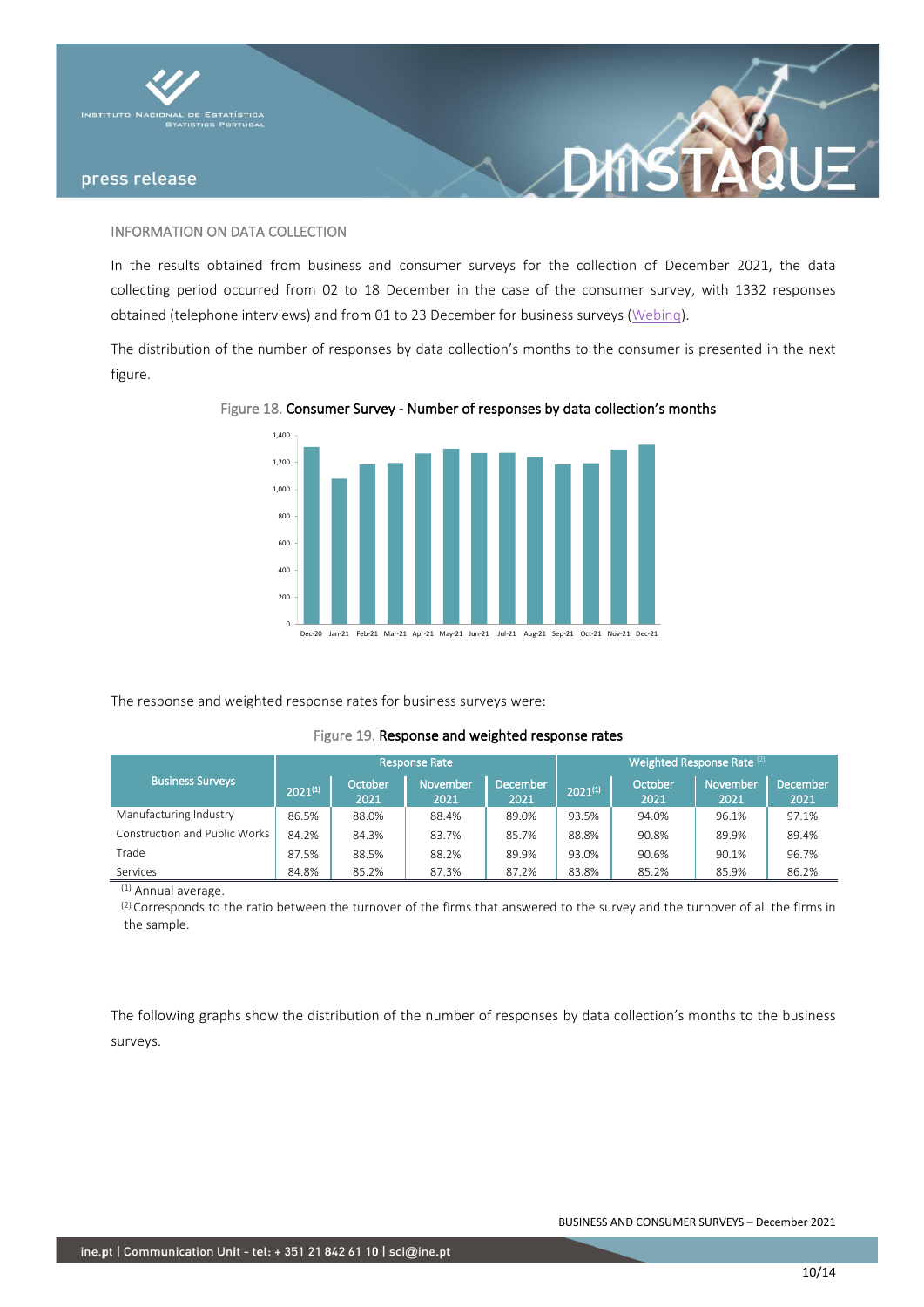INFORMATION ON DATA COLLECTION

In the results obtained from business and consumer surveys for the collection of December 2021, the data collecting period occurred from 02 to 18 December in the case of the consumer survey, with 1332 responses obtained (telephone interviews) and from 01 to 23 December for business surveys (Webinq).

The distribution of the number of responses by data collection's months to the consumer is presented in the next figure.

Figure 18. **Consumer Survey - Number of responses by data collection's months**

1,400
1,200
1,000
800
600
400
200
0
Dec-20 Jan-21 Feb-21 Mar-21 Apr-21 May-21 Jun-21 Jul-21 Aug-21 Sep-21 Oct-21 Nov-21 Dec-21

The response and weighted response rates for business surveys were:

Figure 19. **Response and weighted response rates**

| Business Surveys | Response Rate | | | | Weighted Response Rate [2] | | | |
|---|---|---|---|---|---|---|---|---|
| | 2021[1] | October 2021 | November 2021 | December 2021 | 2021[1] | October 2021 | November 2021 | December 2021 |
| Manufacturing Industry | 86.5% | 88.0% | 88.4% | 89.0% | 93.5% | 94.0% | 96.1% | 97.1% |
| Construction and Public Works | 84.2% | 84.3% | 83.7% | 85.7% | 88.8% | 90.8% | 89.9% | 89.4% |
| Trade | 87.5% | 88.5% | 88.2% | 89.9% | 93.0% | 90.6% | 90.1% | 96.7% |
| Services | 84.8% | 85.2% | 87.3% | 87.2% | 83.8% | 85.2% | 85.9% | 86.2% |

[1] Annual average.
[2] Corresponds to the ratio between the turnover of the firms that answered to the survey and the turnover of all the firms in the sample.

The following graphs show the distribution of the number of responses by data collection's months to the business surveys.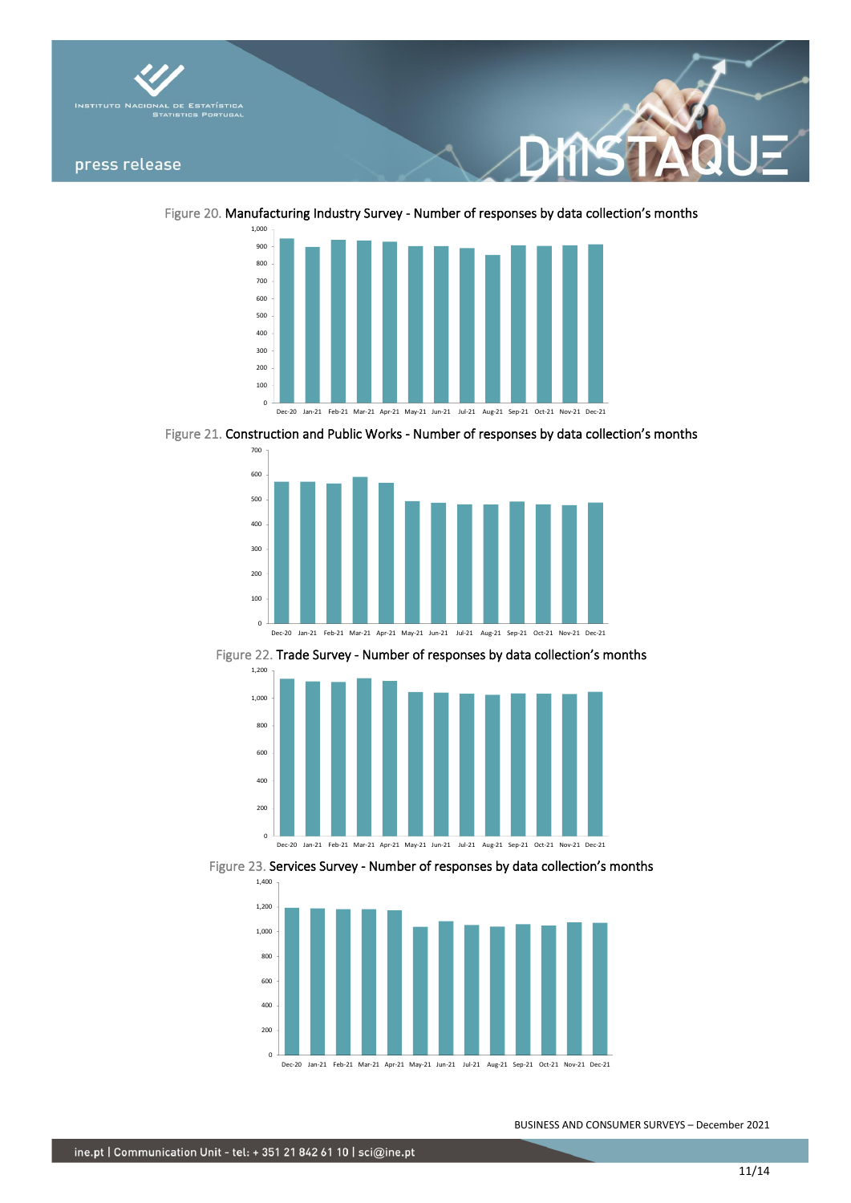Figure 20. Manufacturing Industry Survey - Number of responses by data collection's months

1,000
900
800
700
600
500
400
300
200
100
0

Dec-20 Jan-21 Feb-21 Mar-21 Apr-21 May-21 Jun-21 Jul-21 Aug-21 Sep-21 Oct-21 Nov-21 Dec-21

Figure 21. Construction and Public Works - Number of responses by data collection's months

700
600
500
400
300
200
100
0

Dec-20 Jan-21 Feb-21 Mar-21 Apr-21 May-21 Jun-21 Jul-21 Aug-21 Sep-21 Oct-21 Nov-21 Dec-21

Figure 22. Trade Survey - Number of responses by data collection's months

1,200
1,000
800
600
400
200
0

Dec-20 Jan-21 Feb-21 Mar-21 Apr-21 May-21 Jun-21 Jul-21 Aug-21 Sep-21 Oct-21 Nov-21 Dec-21

Figure 23. Services Survey - Number of responses by data collection's months

1,400
1,200
1,000
800
600
400
200
0

Dec-20 Jan-21 Feb-21 Mar-21 Apr-21 May-21 Jun-21 Jul-21 Aug-21 Sep-21 Oct-21 Nov-21 Dec-21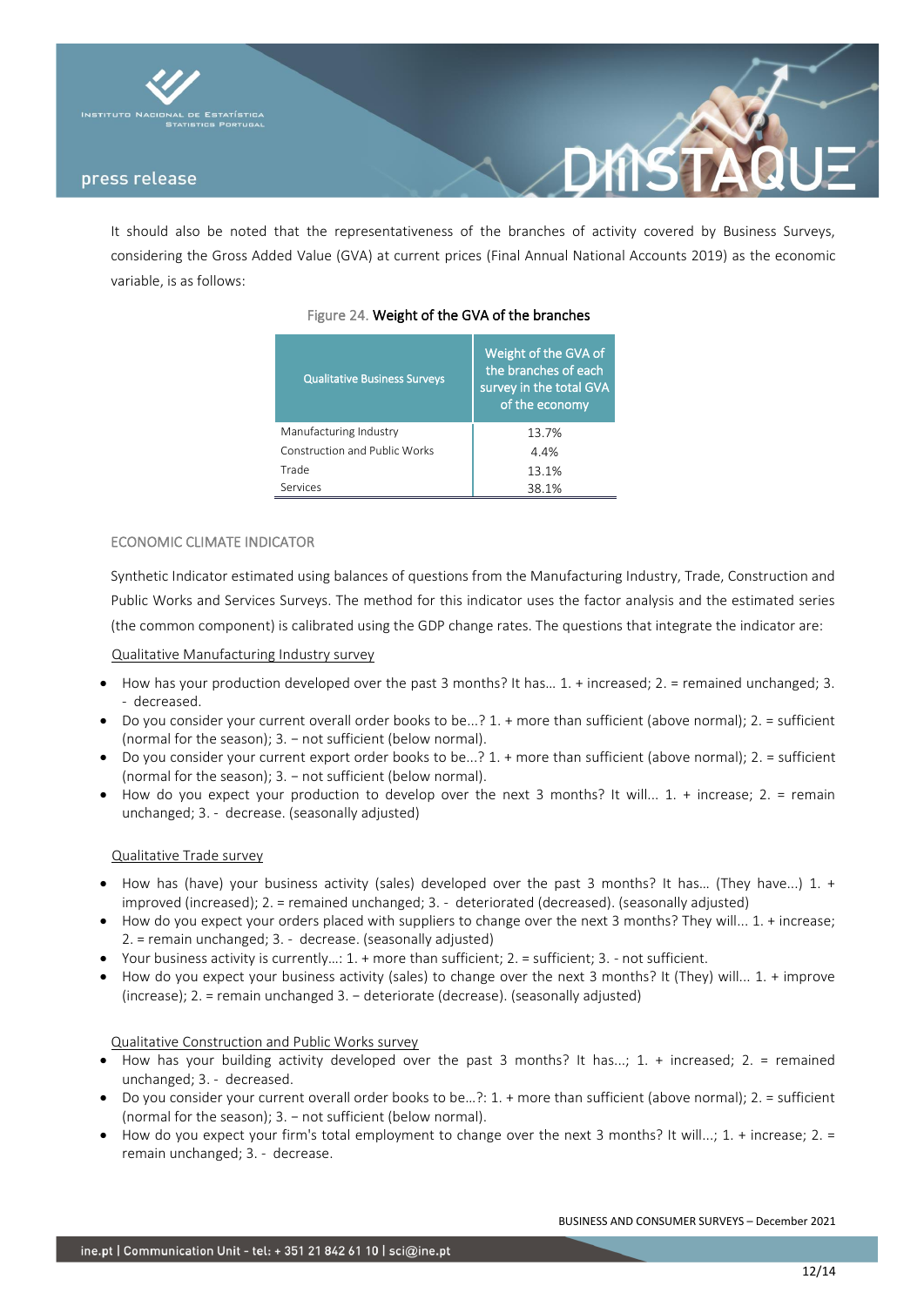It should also be noted that the representativeness of the branches of activity covered by Business Surveys, considering the Gross Added Value (GVA) at current prices (Final Annual National Accounts 2019) as the economic variable, is as follows:

Figure 24. Weight of the GVA of the branches

| Qualitative Business Surveys | Weight of the GVA of the branches of each survey in the total GVA of the economy |
|---|---|
| Manufacturing Industry | 13.7% |
| Construction and Public Works | 4.4% |
| Trade | 13.1% |
| Services | 38.1% |

ECONOMIC CLIMATE INDICATOR

Synthetic Indicator estimated using balances of questions from the Manufacturing Industry, Trade, Construction and Public Works and Services Surveys. The method for this indicator uses the factor analysis and the estimated series (the common component) is calibrated using the GDP change rates. The questions that integrate the indicator are:

Qualitative Manufacturing Industry survey

- How has your production developed over the past 3 months? It has… 1. + increased; 2. = remained unchanged; 3. - decreased.
- Do you consider your current overall order books to be...? 1. + more than sufficient (above normal); 2. = sufficient (normal for the season); 3. − not sufficient (below normal).
- Do you consider your current export order books to be...? 1. + more than sufficient (above normal); 2. = sufficient (normal for the season); 3. − not sufficient (below normal).
- How do you expect your production to develop over the next 3 months? It will... 1. + increase; 2. = remain unchanged; 3. - decrease. (seasonally adjusted)

Qualitative Trade survey

- How has (have) your business activity (sales) developed over the past 3 months? It has… (They have...) 1. + improved (increased); 2. = remained unchanged; 3. - deteriorated (decreased). (seasonally adjusted)
- How do you expect your orders placed with suppliers to change over the next 3 months? They will... 1. + increase; 2. = remain unchanged; 3. - decrease. (seasonally adjusted)
- Your business activity is currently…: 1. + more than sufficient; 2. = sufficient; 3. - not sufficient.
- How do you expect your business activity (sales) to change over the next 3 months? It (They) will... 1. + improve (increase); 2. = remain unchanged 3. − deteriorate (decrease). (seasonally adjusted)

Qualitative Construction and Public Works survey

- How has your building activity developed over the past 3 months? It has...; 1. + increased; 2. = remained unchanged; 3. - decreased.
- Do you consider your current overall order books to be…?: 1. + more than sufficient (above normal); 2. = sufficient (normal for the season); 3. − not sufficient (below normal).
- How do you expect your firm's total employment to change over the next 3 months? It will...; 1. + increase; 2. = remain unchanged; 3. - decrease.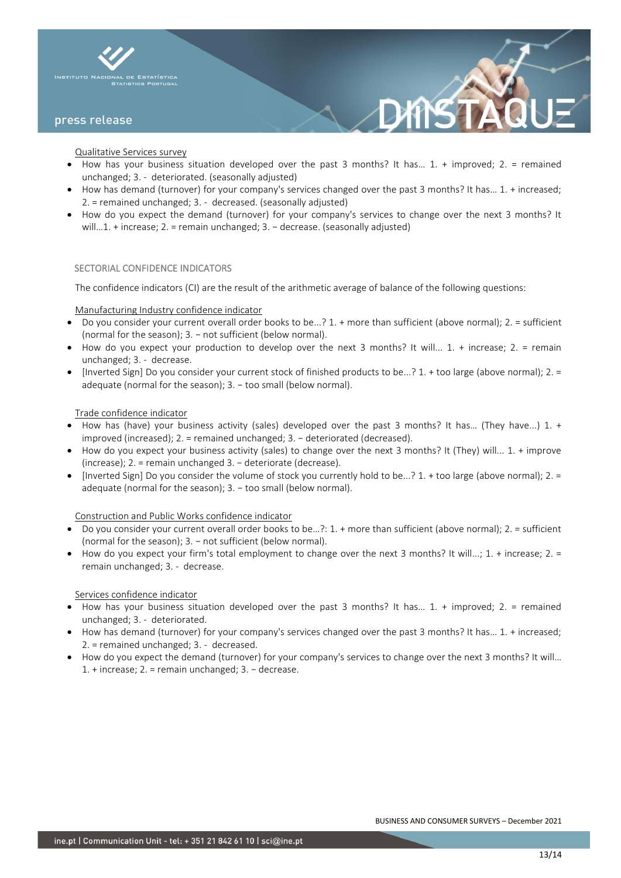Qualitative Services survey

- How has your business situation developed over the past 3 months? It has… 1. + improved; 2. = remained unchanged; 3. - deteriorated. (seasonally adjusted)
- How has demand (turnover) for your company's services changed over the past 3 months? It has… 1. + increased; 2. = remained unchanged; 3. - decreased. (seasonally adjusted)
- How do you expect the demand (turnover) for your company's services to change over the next 3 months? It will…1. + increase; 2. = remain unchanged; 3. − decrease. (seasonally adjusted)

## SECTORIAL CONFIDENCE INDICATORS

The confidence indicators (CI) are the result of the arithmetic average of balance of the following questions:

Manufacturing Industry confidence indicator

- Do you consider your current overall order books to be...? 1. + more than sufficient (above normal); 2. = sufficient (normal for the season); 3. − not sufficient (below normal).
- How do you expect your production to develop over the next 3 months? It will... 1. + increase; 2. = remain unchanged; 3. - decrease.
- [Inverted Sign] Do you consider your current stock of finished products to be...? 1. + too large (above normal); 2. = adequate (normal for the season); 3. − too small (below normal).

Trade confidence indicator

- How has (have) your business activity (sales) developed over the past 3 months? It has… (They have...) 1. + improved (increased); 2. = remained unchanged; 3. − deteriorated (decreased).
- How do you expect your business activity (sales) to change over the next 3 months? It (They) will... 1. + improve (increase); 2. = remain unchanged 3. − deteriorate (decrease).
- [Inverted Sign] Do you consider the volume of stock you currently hold to be...? 1. + too large (above normal); 2. = adequate (normal for the season); 3. − too small (below normal).

Construction and Public Works confidence indicator

- Do you consider your current overall order books to be...?: 1. + more than sufficient (above normal); 2. = sufficient (normal for the season); 3. − not sufficient (below normal).
- How do you expect your firm's total employment to change over the next 3 months? It will...; 1. + increase; 2. = remain unchanged; 3. - decrease.

Services confidence indicator

- How has your business situation developed over the past 3 months? It has… 1. + improved; 2. = remained unchanged; 3. - deteriorated.
- How has demand (turnover) for your company's services changed over the past 3 months? It has… 1. + increased; 2. = remained unchanged; 3. - decreased.
- How do you expect the demand (turnover) for your company's services to change over the next 3 months? It will… 1. + increase; 2. = remain unchanged; 3. − decrease.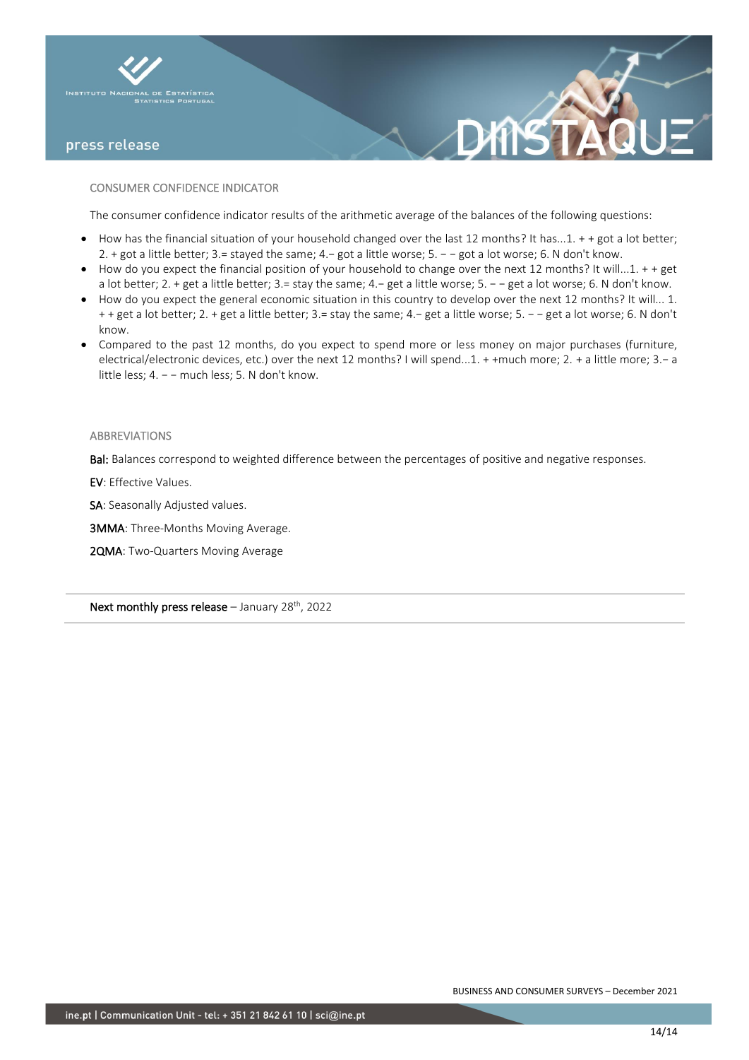## CONSUMER CONFIDENCE INDICATOR

The consumer confidence indicator results of the arithmetic average of the balances of the following questions:

- How has the financial situation of your household changed over the last 12 months? It has...1. + + got a lot better; 2. + got a little better; 3.= stayed the same; 4.– got a little worse; 5. – – got a lot worse; 6. N don't know.
- How do you expect the financial position of your household to change over the next 12 months? It will...1. + + get a lot better; 2. + get a little better; 3.= stay the same; 4.– get a little worse; 5. – – get a lot worse; 6. N don't know.
- How do you expect the general economic situation in this country to develop over the next 12 months? It will... 1. + + get a lot better; 2. + get a little better; 3.= stay the same; 4.– get a little worse; 5. – – get a lot worse; 6. N don't know.
- Compared to the past 12 months, do you expect to spend more or less money on major purchases (furniture, electrical/electronic devices, etc.) over the next 12 months? I will spend...1. + +much more; 2. + a little more; 3.– a little less; 4. – – much less; 5. N don't know.

## ABBREVIATIONS

**Bal:** Balances correspond to weighted difference between the percentages of positive and negative responses.

**EV**: Effective Values.

**SA**: Seasonally Adjusted values.

**3MMA**: Three-Months Moving Average.

**2QMA**: Two-Quarters Moving Average

---

**Next monthly press release** – January 28th, 2022

---